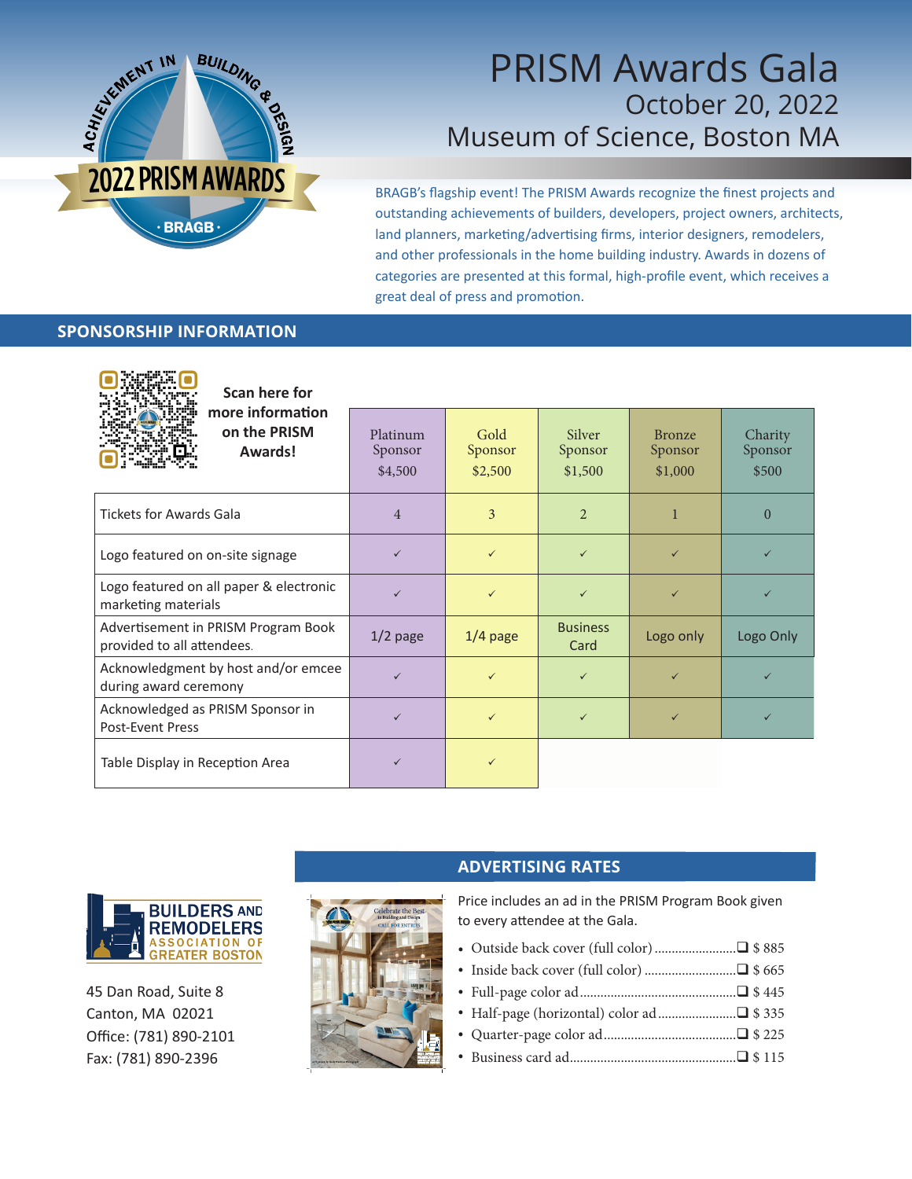# PRISM Awards Gala

## October 20, 2022

## Museum of Science, Boston MA

BRAGB's flagship event! The PRISM Awards recognize the finest projects and outstanding achievements of builders, developers, project owners, architects, land planners, marketing/advertising firms, interior designers, remodelers, and other professionals in the home building industry. Awards in dozens of categories are presented at this formal, high-profile event, which receives a great deal of press and promotion.

## SPONSORSHIP INFORMATION

**Scan here for more information on the PRISM Awards!**

| | Platinum Sponsor $4,500 | Gold Sponsor $2,500 | Silver Sponsor $1,500 | Bronze Sponsor $1,000 | Charity Sponsor $500 |
|---|---|---|---|---|---|
| Tickets for Awards Gala | 4 | 3 | 2 | 1 | 0 |
| Logo featured on on-site signage | ✓ | ✓ | ✓ | ✓ | ✓ |
| Logo featured on all paper & electronic marketing materials | ✓ | ✓ | ✓ | ✓ | ✓ |
| Advertisement in PRISM Program Book provided to all attendees. | 1/2 page | 1/4 page | Business Card | Logo only | Logo Only |
| Acknowledgment by host and/or emcee during award ceremony | ✓ | ✓ | ✓ | ✓ | ✓ |
| Acknowledged as PRISM Sponsor in Post-Event Press | ✓ | ✓ | ✓ | ✓ | ✓ |
| Table Display in Reception Area | ✓ | ✓ | | | |

**BUILDERS AND REMODELERS ASSOCIATION OF GREATER BOSTON**

45 Dan Road, Suite 8
Canton, MA 02021
Office: (781) 890-2101
Fax: (781) 890-2396

## ADVERTISING RATES

Price includes an ad in the PRISM Program Book given to every attendee at the Gala.

- Outside back cover (full color) ........................ ❑ $ 885
- Inside back cover (full color) ........................... ❑ $ 665
- Full-page color ad............................................. ❑ $ 445
- Half-page (horizontal) color ad....................... ❑ $ 335
- Quarter-page color ad...................................... ❑ $ 225
- Business card ad................................................ ❑ $ 115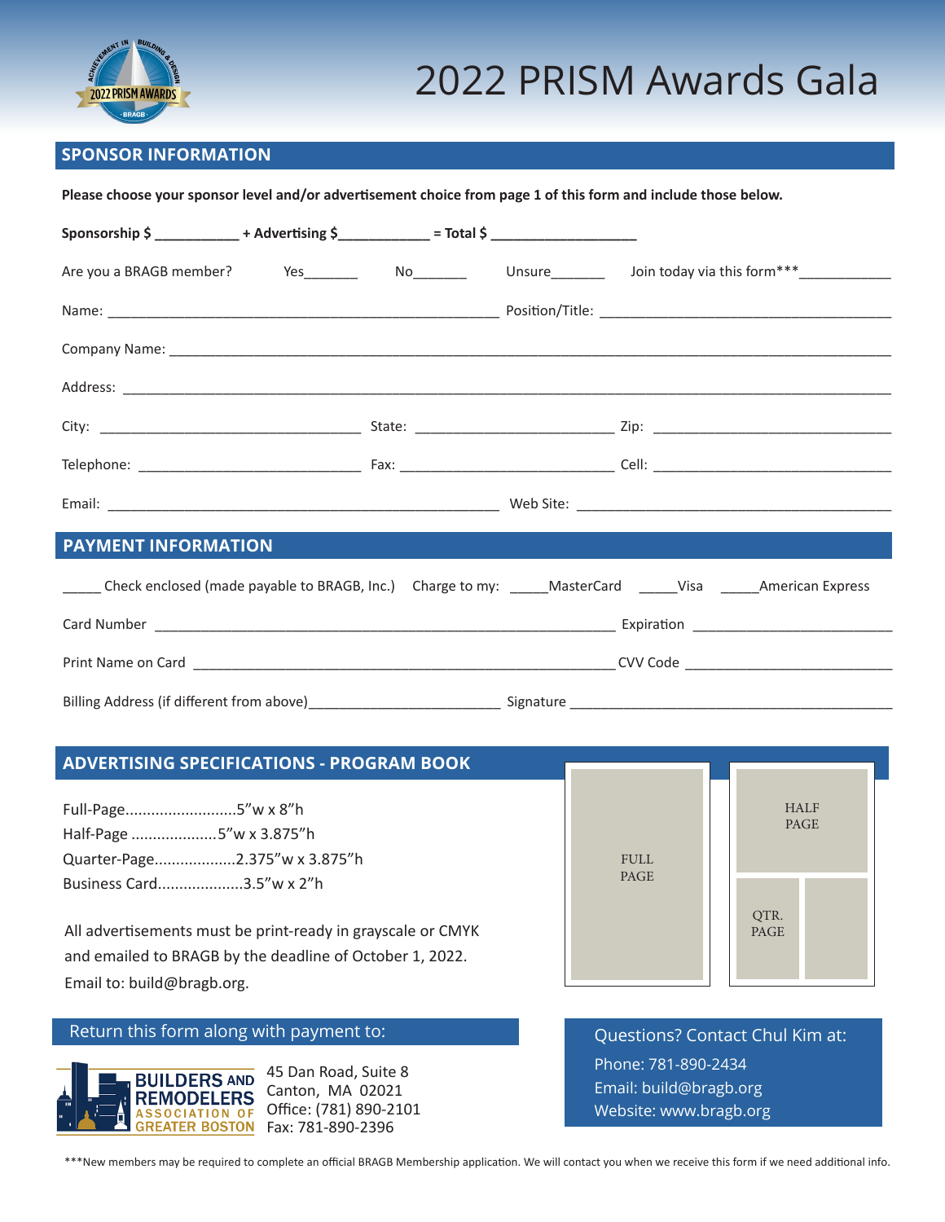# 2022 PRISM Awards Gala

## SPONSOR INFORMATION

**Please choose your sponsor level and/or advertisement choice from page 1 of this form and include those below.**

**Sponsorship $ ___________ + Advertising $___________ = Total $ ___________________**

Are you a BRAGB member? Yes_______ No_______ Unsure_______ Join today via this form***___________

Name: ___________________________________________ Position/Title: ___________________________________

Company Name: ___________________________________________________________________________

Address: _______________________________________________________________________________

City: ______________________________ State: _______________________ Zip: ____________________________

Telephone: _________________________ Fax: _________________________ Cell: ____________________________

Email: ____________________________________________ Web Site: ____________________________________

## PAYMENT INFORMATION

_____ Check enclosed (made payable to BRAGB, Inc.) Charge to my: _____MasterCard _____Visa _____American Express

Card Number ____________________________________________________ Expiration _______________________

Print Name on Card ____________________________________________ CVV Code _________________________

Billing Address (if different from above)_______________________ Signature ______________________________________

## ADVERTISING SPECIFICATIONS - PROGRAM BOOK

Full-Page..........................5"w x 8"h
Half-Page ....................5"w x 3.875"h
Quarter-Page...................2.375"w x 3.875"h
Business Card....................3.5"w x 2"h

FULL PAGE

HALF PAGE

QTR. PAGE

All advertisements must be print-ready in grayscale or CMYK and emailed to BRAGB by the deadline of October 1, 2022. Email to: build@bragb.org.

### Return this form along with payment to:

BUILDERS AND REMODELERS ASSOCIATION OF GREATER BOSTON

45 Dan Road, Suite 8
Canton, MA 02021
Office: (781) 890-2101
Fax: 781-890-2396

### Questions? Contact Chul Kim at:

Phone: 781-890-2434
Email: build@bragb.org
Website: www.bragb.org

***New members may be required to complete an official BRAGB Membership application. We will contact you when we receive this form if we need additional info.